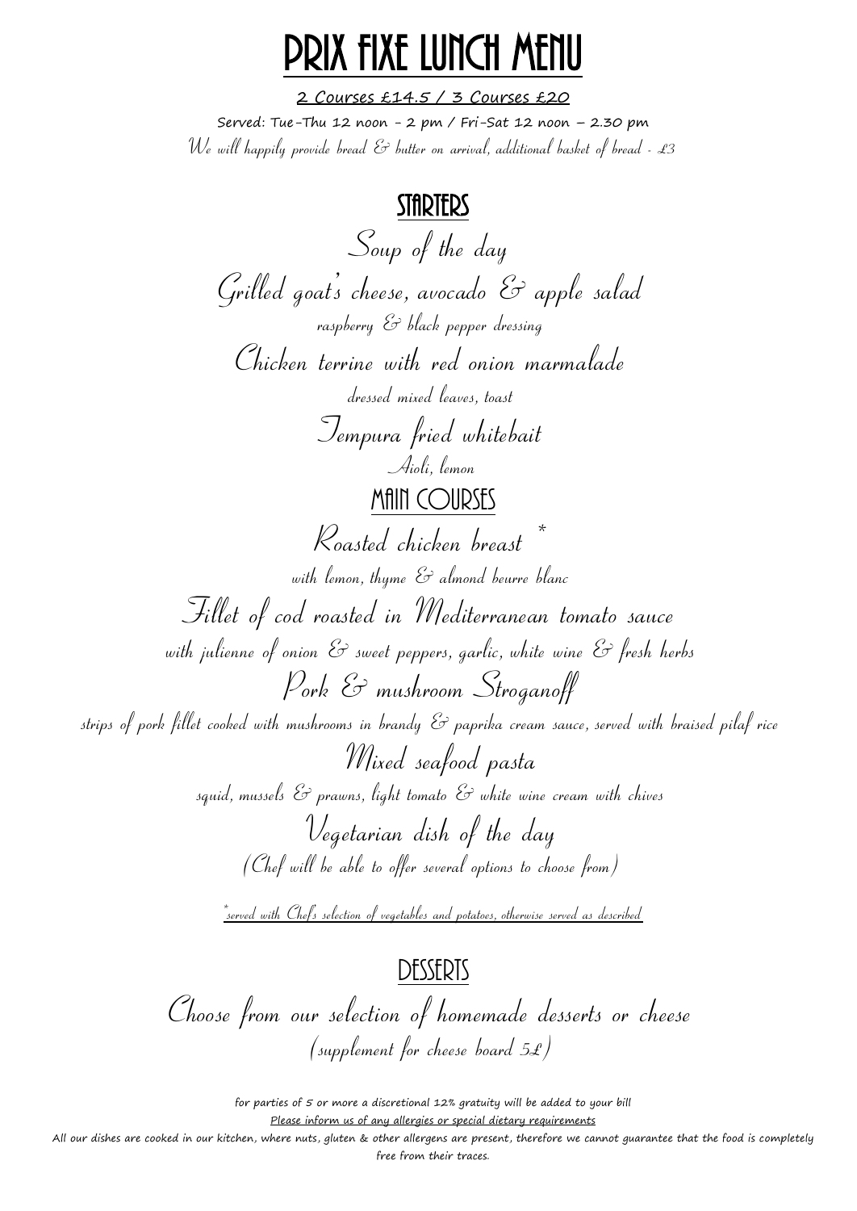# PRIX FIXE LUNCH MENU

2 Courses £14.5 / 3 Courses £20

Served: Tue-Thu 12 noon - 2 pm / Fri-Sat 12 noon – 2.30 pm

*We will happily provide bread & butter on arrival, additional basket of bread - £3*

## STARTERS

Soup of the day

Grilled goat's cheese, avocado & apple salad

*raspberry & black pepper dressing*

Chicken terrine with red onion marmalade

*dressed mixed leaves, toast*

Tempura fried whitebait

*Aioli, lemon*

## MAIN COURSES

Roasted chicken breast *

*with lemon, thyme & almond beurre blanc*

Fillet of cod roasted in Mediterranean tomato sauce

*with julienne of onion & sweet peppers, garlic, white wine & fresh herbs*

Pork & mushroom Stroganoff

*strips of pork fillet cooked with mushrooms in brandy & paprika cream sauce, served with braised pilaf rice*

Mixed seafood pasta

*squid, mussels & prawns, light tomato & white wine cream with chives*

Vegetarian dish of the day

*(Chef will be able to offer several options to choose from)*

*served with Chef's selection of vegetables and potatoes, otherwise served as described

## DESSERTS

Choose from our selection of homemade desserts or cheese

*(supplement for cheese board 5£)*

for parties of 5 or more a discretional 12% gratuity will be added to your bill

Please inform us of any allergies or special dietary requirements

All our dishes are cooked in our kitchen, where nuts, gluten & other allergens are present, therefore we cannot guarantee that the food is completely free from their traces.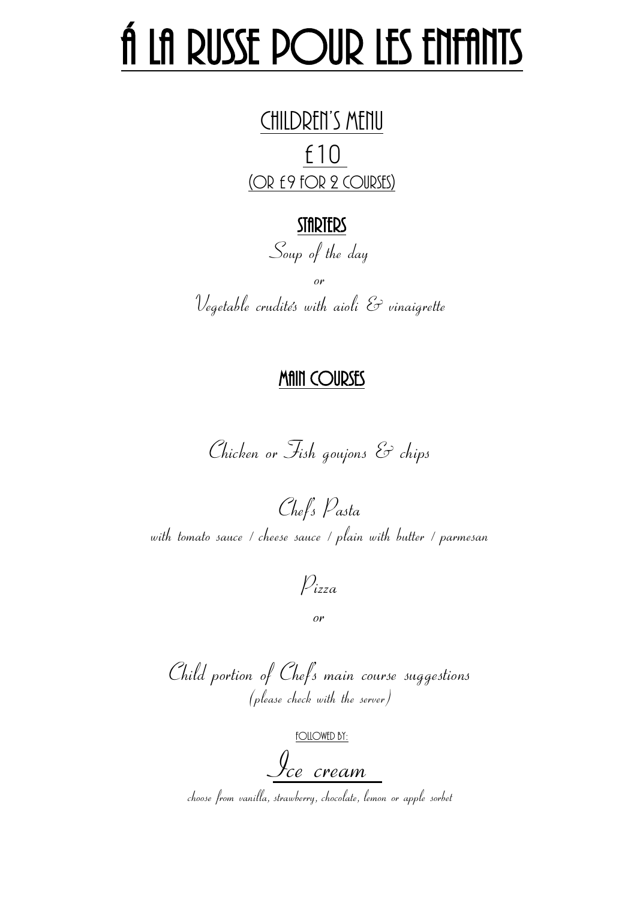# Á LA RUSSE POUR LES ENFANTS

## CHILDREN'S MENU

## £10

(OR £9 FOR 2 COURSES)

### STARTERS

*Soup of the day*

*or*

*Vegetable crudités with aioli & vinaigrette*

### MAIN COURSES

*Chicken or Fish goujons & chips*

*Chef's Pasta*

*with tomato sauce / cheese sauce / plain with butter / parmesan*

*Pizza*

*or*

*Child portion of Chef's main course suggestions*
*(please check with the server)*

FOLLOWED BY:

*Ice cream*

*choose from vanilla, strawberry, chocolate, lemon or apple sorbet*